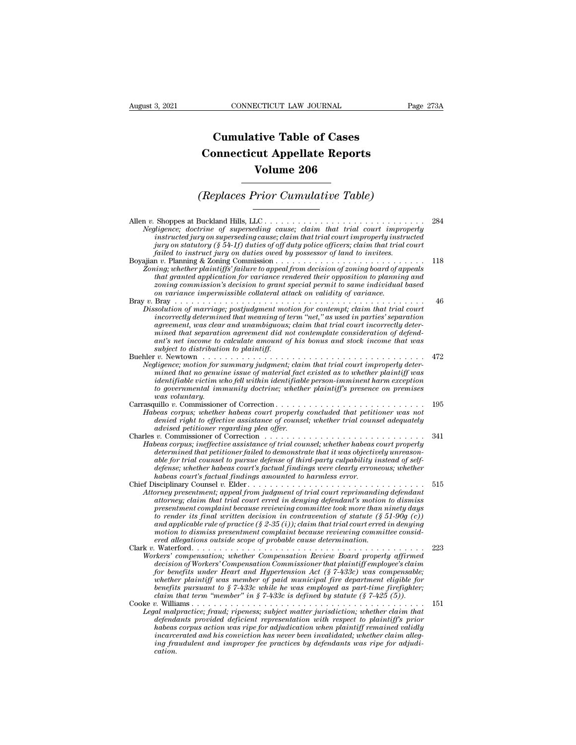# Cumulative Table of Cases
# Connecticut Appellate Reports
# Volume 206

## *(Replaces Prior Cumulative Table)*

Allen *v.* Shoppes at Buckland Hills, LLC . . . . . . . . . . . . . . . . . . . . . . . . . . . . . 284
*Negligence; doctrine of superseding cause; claim that trial court improperly instructed jury on superseding cause; claim that trial court improperly instructed jury on statutory (§ 54-1f) duties of off duty police officers; claim that trial court failed to instruct jury on duties owed by possessor of land to invitees.*

Boyajian *v.* Planning & Zoning Commission . . . . . . . . . . . . . . . . . . . . . . . . . . . 118
*Zoning; whether plaintiffs' failure to appeal from decision of zoning board of appeals that granted application for variance rendered their opposition to planning and zoning commission's decision to grant special permit to same individual based on variance impermissible collateral attack on validity of variance.*

Bray *v.* Bray . . . . . . . . . . . . . . . . . . . . . . . . . . . . . . . . . . . . . . . . . . . . . . . . 46
*Dissolution of marriage; postjudgment motion for contempt; claim that trial court incorrectly determined that meaning of term "net," as used in parties' separation agreement, was clear and unambiguous; claim that trial court incorrectly determined that separation agreement did not contemplate consideration of defendant's net income to calculate amount of his bonus and stock income that was subject to distribution to plaintiff.*

Buehler *v.* Newtown . . . . . . . . . . . . . . . . . . . . . . . . . . . . . . . . . . . . . . . . . . 472
*Negligence; motion for summary judgment; claim that trial court improperly determined that no genuine issue of material fact existed as to whether plaintiff was identifiable victim who fell within identifiable person-imminent harm exception to governmental immunity doctrine; whether plaintiff's presence on premises was voluntary.*

Carrasquillo *v.* Commissioner of Correction . . . . . . . . . . . . . . . . . . . . . . . . . . . 195
*Habeas corpus; whether habeas court properly concluded that petitioner was not denied right to effective assistance of counsel; whether trial counsel adequately advised petitioner regarding plea offer.*

Charles *v.* Commissioner of Correction . . . . . . . . . . . . . . . . . . . . . . . . . . . . . 341
*Habeas corpus; ineffective assistance of trial counsel; whether habeas court properly determined that petitioner failed to demonstrate that it was objectively unreasonable for trial counsel to pursue defense of third-party culpability instead of self-defense; whether habeas court's factual findings were clearly erroneous; whether habeas court's factual findings amounted to harmless error.*

Chief Disciplinary Counsel *v.* Elder . . . . . . . . . . . . . . . . . . . . . . . . . . . . . . . 515
*Attorney presentment; appeal from judgment of trial court reprimanding defendant attorney; claim that trial court erred in denying defendant's motion to dismiss presentment complaint because reviewing committee took more than ninety days to render its final written decision in contravention of statute (§ 51-90g (c)) and applicable rule of practice (§ 2-35 (i)); claim that trial court erred in denying motion to dismiss presentment complaint because reviewing committee considered allegations outside scope of probable cause determination.*

Clark *v.* Waterford . . . . . . . . . . . . . . . . . . . . . . . . . . . . . . . . . . . . . . . . . . 223
*Workers' compensation; whether Compensation Review Board properly affirmed decision of Workers' Compensation Commissioner that plaintiff employee's claim for benefits under Heart and Hypertension Act (§ 7-433c) was compensable; whether plaintiff was member of paid municipal fire department eligible for benefits pursuant to § 7-433c while he was employed as part-time firefighter; claim that term "member" in § 7-433c is defined by statute (§ 7-425 (5)).*

Cooke *v.* Williams . . . . . . . . . . . . . . . . . . . . . . . . . . . . . . . . . . . . . . . . . . 151
*Legal malpractice; fraud; ripeness; subject matter jurisdiction; whether claim that defendants provided deficient representation with respect to plaintiff's prior habeas corpus action was ripe for adjudication when plaintiff remained validly incarcerated and his conviction has never been invalidated; whether claim alleging fraudulent and improper fee practices by defendants was ripe for adjudication.*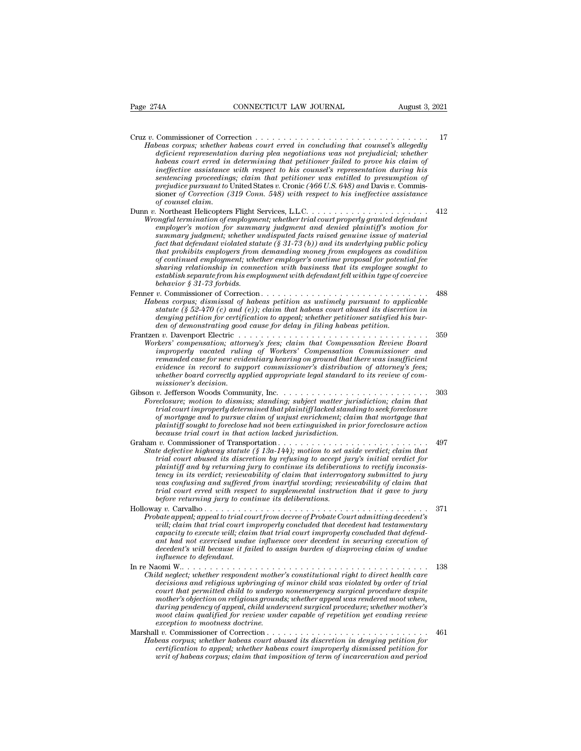Cruz *v.* Commissioner of Correction . . . . . . . . . . . . . . . . . . . . . . . . . . . . . . 17

*Habeas corpus; whether habeas court erred in concluding that counsel's allegedly deficient representation during plea negotiations was not prejudicial; whether habeas court erred in determining that petitioner failed to prove his claim of ineffective assistance with respect to his counsel's representation during his sentencing proceedings; claim that petitioner was entitled to presumption of prejudice pursuant to* United States *v.* Cronic *(466 U.S. 648) and* Davis *v.* Commissioner of Correction *(319 Conn. 548) with respect to his ineffective assistance of counsel claim.*

Dunn *v.* Northeast Helicopters Flight Services, L.L.C. . . . . . . . . . . . . . . . . . . . . . . 412

*Wrongful termination of employment; whether trial court properly granted defendant employer's motion for summary judgment and denied plaintiff's motion for summary judgment; whether undisputed facts raised genuine issue of material fact that defendant violated statute (§ 31-73 (b)) and its underlying public policy that prohibits employers from demanding money from employees as condition of continued employment; whether employer's onetime proposal for potential fee sharing relationship in connection with business that its employee sought to establish separate from his employment with defendant fell within type of coercive behavior § 31-73 forbids.*

Fenner *v.* Commissioner of Correction. . . . . . . . . . . . . . . . . . . . . . . . . . . . . . 488

*Habeas corpus; dismissal of habeas petition as untimely pursuant to applicable statute (§ 52-470 (c) and (e)); claim that habeas court abused its discretion in denying petition for certification to appeal; whether petitioner satisfied his burden of demonstrating good cause for delay in filing habeas petition.*

Frantzen *v.* Davenport Electric . . . . . . . . . . . . . . . . . . . . . . . . . . . . . . . . . . 359

*Workers' compensation; attorney's fees; claim that Compensation Review Board improperly vacated ruling of Workers' Compensation Commissioner and remanded case for new evidentiary hearing on ground that there was insufficient evidence in record to support commissioner's distribution of attorney's fees; whether board correctly applied appropriate legal standard to its review of commissioner's decision.*

Gibson *v.* Jefferson Woods Community, Inc. . . . . . . . . . . . . . . . . . . . . . . . . . 303

*Foreclosure; motion to dismiss; standing; subject matter jurisdiction; claim that trial court improperly determined that plaintiff lacked standing to seek foreclosure of mortgage and to pursue claim of unjust enrichment; claim that mortgage that plaintiff sought to foreclose had not been extinguished in prior foreclosure action because trial court in that action lacked jurisdiction.*

Graham *v.* Commissioner of Transportation . . . . . . . . . . . . . . . . . . . . . . . . . . 497

*State defective highway statute (§ 13a-144); motion to set aside verdict; claim that trial court abused its discretion by refusing to accept jury's initial verdict for plaintiff and by returning jury to continue its deliberations to rectify inconsistency in its verdict; reviewability of claim that interrogatory submitted to jury was confusing and suffered from inartful wording; reviewability of claim that trial court erred with respect to supplemental instruction that it gave to jury before returning jury to continue its deliberations.*

Holloway *v.* Carvalho . . . . . . . . . . . . . . . . . . . . . . . . . . . . . . . . . . . . . . . 371

*Probate appeal; appeal to trial court from decree of Probate Court admitting decedent's will; claim that trial court improperly concluded that decedent had testamentary capacity to execute will; claim that trial court improperly concluded that defendant had not exercised undue influence over decedent in securing execution of decedent's will because it failed to assign burden of disproving claim of undue influence to defendant.*

In re Naomi W.. . . . . . . . . . . . . . . . . . . . . . . . . . . . . . . . . . . . . . . . . . . . 138

*Child neglect; whether respondent mother's constitutional right to direct health care decisions and religious upbringing of minor child was violated by order of trial court that permitted child to undergo nonemergency surgical procedure despite mother's objection on religious grounds; whether appeal was rendered moot when, during pendency of appeal, child underwent surgical procedure; whether mother's moot claim qualified for review under capable of repetition yet evading review exception to mootness doctrine.*

Marshall *v.* Commissioner of Correction . . . . . . . . . . . . . . . . . . . . . . . . . . . . 461

*Habeas corpus; whether habeas court abused its discretion in denying petition for certification to appeal; whether habeas court improperly dismissed petition for writ of habeas corpus; claim that imposition of term of incarceration and period*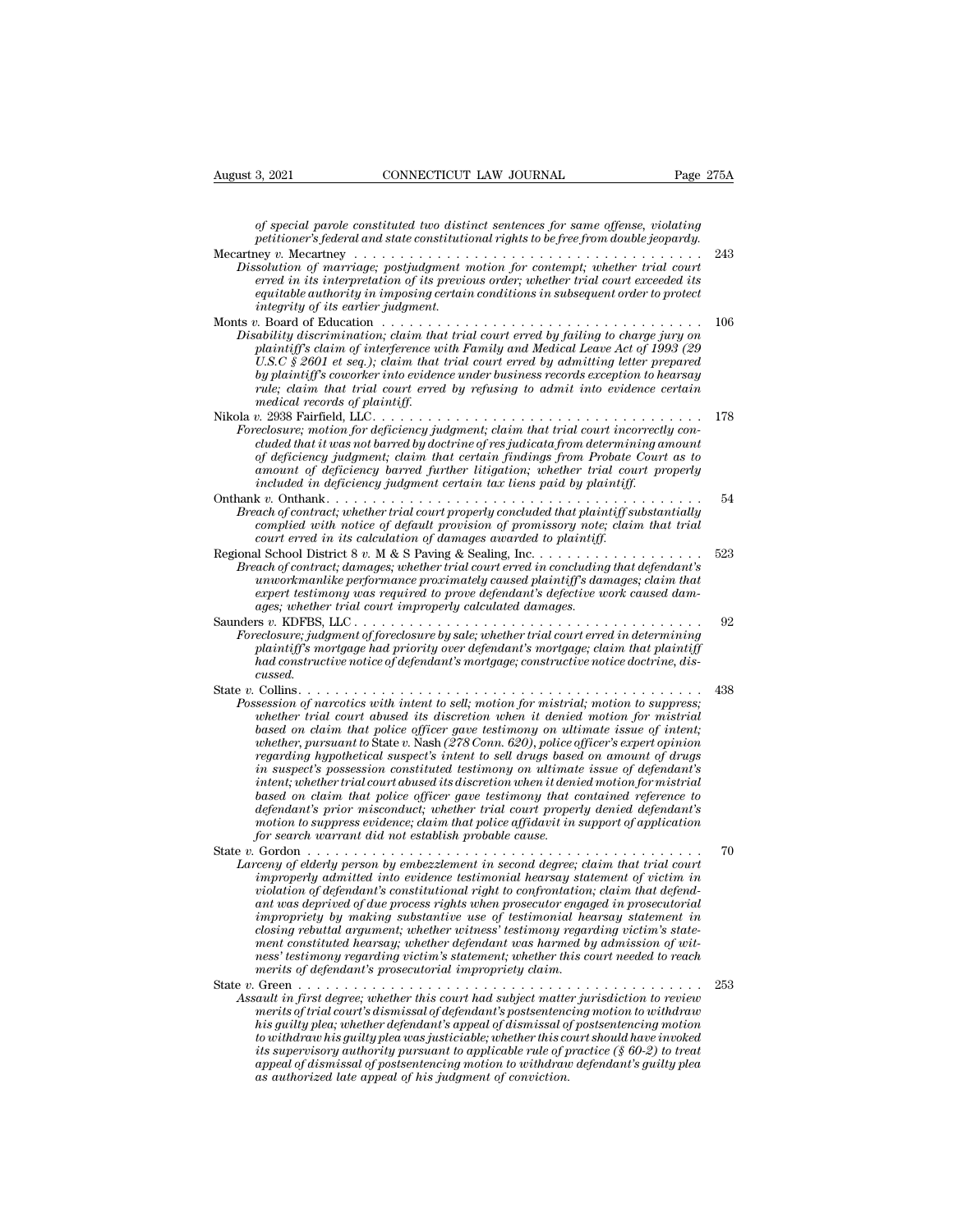*of special parole constituted two distinct sentences for same offense, violating petitioner's federal and state constitutional rights to be free from double jeopardy.*

Mecartney *v.* Mecartney . . . . . . . . . . . . . . . . . . . . . . . . . . . . . . . . . . . . . . 243
*Dissolution of marriage; postjudgment motion for contempt; whether trial court erred in its interpretation of its previous order; whether trial court exceeded its equitable authority in imposing certain conditions in subsequent order to protect integrity of its earlier judgment.*

Monts *v.* Board of Education . . . . . . . . . . . . . . . . . . . . . . . . . . . . . . . . . . . 106
*Disability discrimination; claim that trial court erred by failing to charge jury on plaintiff's claim of interference with Family and Medical Leave Act of 1993 (29 U.S.C § 2601 et seq.); claim that trial court erred by admitting letter prepared by plaintiff's coworker into evidence under business records exception to hearsay rule; claim that trial court erred by refusing to admit into evidence certain medical records of plaintiff.*

Nikola *v.* 2938 Fairfield, LLC. . . . . . . . . . . . . . . . . . . . . . . . . . . . . . . . . . . 178
*Foreclosure; motion for deficiency judgment; claim that trial court incorrectly concluded that it was not barred by doctrine of res judicata from determining amount of deficiency judgment; claim that certain findings from Probate Court as to amount of deficiency barred further litigation; whether trial court properly included in deficiency judgment certain tax liens paid by plaintiff.*

Onthank *v.* Onthank. . . . . . . . . . . . . . . . . . . . . . . . . . . . . . . . . . . . . . . . 54
*Breach of contract; whether trial court properly concluded that plaintiff substantially complied with notice of default provision of promissory note; claim that trial court erred in its calculation of damages awarded to plaintiff.*

Regional School District 8 *v.* M & S Paving & Sealing, Inc. . . . . . . . . . . . . . . . . . . 523
*Breach of contract; damages; whether trial court erred in concluding that defendant's unworkmanlike performance proximately caused plaintiff's damages; claim that expert testimony was required to prove defendant's defective work caused damages; whether trial court improperly calculated damages.*

Saunders *v.* KDFBS, LLC . . . . . . . . . . . . . . . . . . . . . . . . . . . . . . . . . . . . . 92
*Foreclosure; judgment of foreclosure by sale; whether trial court erred in determining plaintiff's mortgage had priority over defendant's mortgage; claim that plaintiff had constructive notice of defendant's mortgage; constructive notice doctrine, discussed.*

State *v.* Collins. . . . . . . . . . . . . . . . . . . . . . . . . . . . . . . . . . . . . . . . . . 438
*Possession of narcotics with intent to sell; motion for mistrial; motion to suppress; whether trial court abused its discretion when it denied motion for mistrial based on claim that police officer gave testimony on ultimate issue of intent; whether, pursuant to* State v. Nash *(278 Conn. 620), police officer's expert opinion regarding hypothetical suspect's intent to sell drugs based on amount of drugs in suspect's possession constituted testimony on ultimate issue of defendant's intent; whether trial court abused its discretion when it denied motion for mistrial based on claim that police officer gave testimony that contained reference to defendant's prior misconduct; whether trial court properly denied defendant's motion to suppress evidence; claim that police affidavit in support of application for search warrant did not establish probable cause.*

State *v.* Gordon . . . . . . . . . . . . . . . . . . . . . . . . . . . . . . . . . . . . . . . . . 70
*Larceny of elderly person by embezzlement in second degree; claim that trial court improperly admitted into evidence testimonial hearsay statement of victim in violation of defendant's constitutional right to confrontation; claim that defendant was deprived of due process rights when prosecutor engaged in prosecutorial impropriety by making substantive use of testimonial hearsay statement in closing rebuttal argument; whether witness' testimony regarding victim's statement constituted hearsay; whether defendant was harmed by admission of witness' testimony regarding victim's statement; whether this court needed to reach merits of defendant's prosecutorial impropriety claim.*

State *v.* Green . . . . . . . . . . . . . . . . . . . . . . . . . . . . . . . . . . . . . . . . . . 253
*Assault in first degree; whether this court had subject matter jurisdiction to review merits of trial court's dismissal of defendant's postsentencing motion to withdraw his guilty plea; whether defendant's appeal of dismissal of postsentencing motion to withdraw his guilty plea was justiciable; whether this court should have invoked its supervisory authority pursuant to applicable rule of practice (§ 60-2) to treat appeal of dismissal of postsentencing motion to withdraw defendant's guilty plea as authorized late appeal of his judgment of conviction.*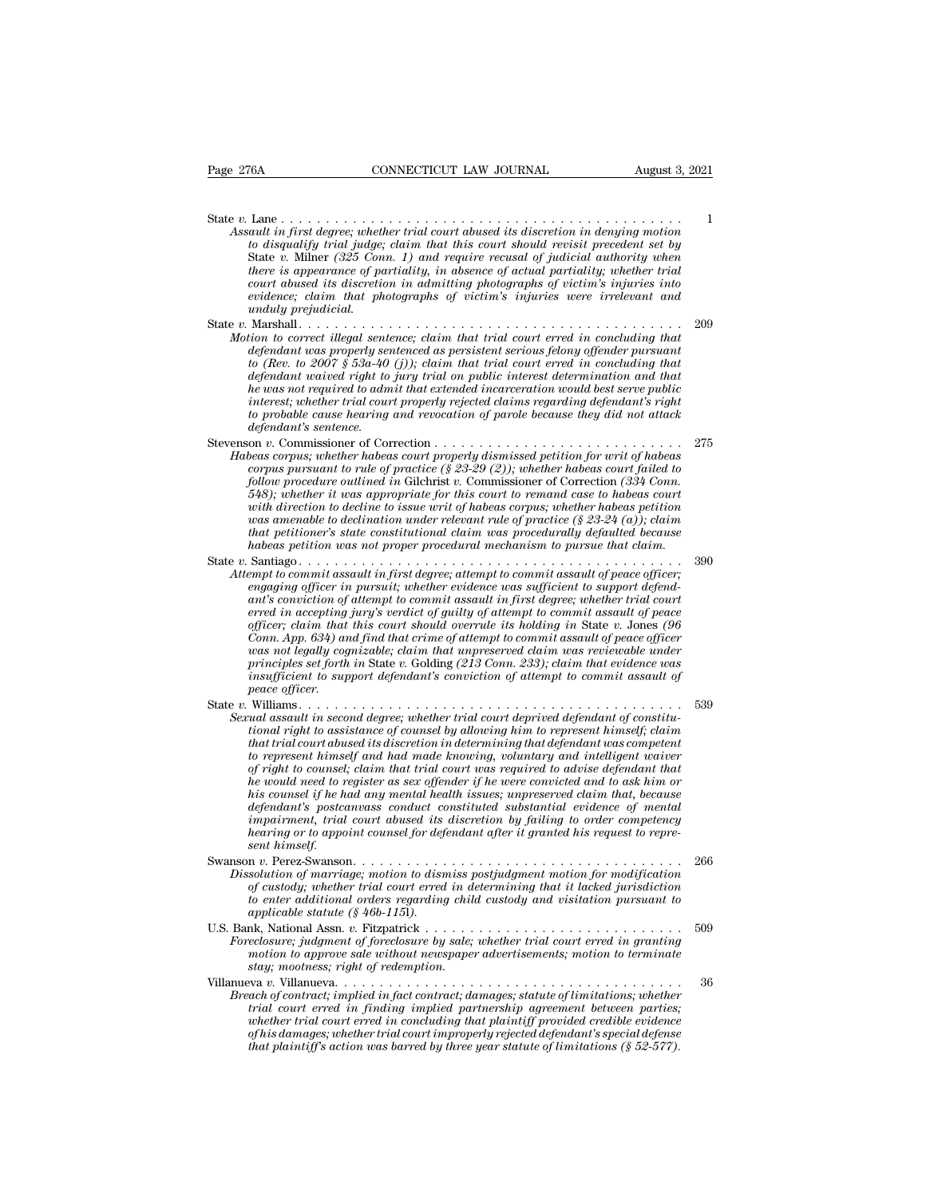State *v.* Lane . . . . . . . . . . . . . . . . . . . . . . . . . . . . . . . . . . . . . . . . . . . 1
*Assault in first degree; whether trial court abused its discretion in denying motion to disqualify trial judge; claim that this court should revisit precedent set by* State *v.* Milner *(325 Conn. 1) and require recusal of judicial authority when there is appearance of partiality, in absence of actual partiality; whether trial court abused its discretion in admitting photographs of victim's injuries into evidence; claim that photographs of victim's injuries were irrelevant and unduly prejudicial.*

State *v.* Marshall . . . . . . . . . . . . . . . . . . . . . . . . . . . . . . . . . . . . . . . . . . . 209
*Motion to correct illegal sentence; claim that trial court erred in concluding that defendant was properly sentenced as persistent serious felony offender pursuant to (Rev. to 2007 § 53a-40 (j)); claim that trial court erred in concluding that defendant waived right to jury trial on public interest determination and that he was not required to admit that extended incarceration would best serve public interest; whether trial court properly rejected claims regarding defendant's right to probable cause hearing and revocation of parole because they did not attack defendant's sentence.*

Stevenson *v.* Commissioner of Correction . . . . . . . . . . . . . . . . . . . . . . . . . . . . 275
*Habeas corpus; whether habeas court properly dismissed petition for writ of habeas corpus pursuant to rule of practice (§ 23-29 (2)); whether habeas court failed to follow procedure outlined in* Gilchrist *v.* Commissioner of Correction *(334 Conn. 548); whether it was appropriate for this court to remand case to habeas court with direction to decline to issue writ of habeas corpus; whether habeas petition was amenable to declination under relevant rule of practice (§ 23-24 (a)); claim that petitioner's state constitutional claim was procedurally defaulted because habeas petition was not proper procedural mechanism to pursue that claim.*

State *v.* Santiago . . . . . . . . . . . . . . . . . . . . . . . . . . . . . . . . . . . . . . . . . . . 390
*Attempt to commit assault in first degree; attempt to commit assault of peace officer; engaging officer in pursuit; whether evidence was sufficient to support defendant's conviction of attempt to commit assault in first degree; whether trial court erred in accepting jury's verdict of guilty of attempt to commit assault of peace officer; claim that this court should overrule its holding in* State *v.* Jones *(96 Conn. App. 634) and find that crime of attempt to commit assault of peace officer was not legally cognizable; claim that unpreserved claim was reviewable under principles set forth in* State *v.* Golding *(213 Conn. 233); claim that evidence was insufficient to support defendant's conviction of attempt to commit assault of peace officer.*

State *v.* Williams . . . . . . . . . . . . . . . . . . . . . . . . . . . . . . . . . . . . . . . . . . . 539
*Sexual assault in second degree; whether trial court deprived defendant of constitutional right to assistance of counsel by allowing him to represent himself; claim that trial court abused its discretion in determining that defendant was competent to represent himself and had made knowing, voluntary and intelligent waiver of right to counsel; claim that trial court was required to advise defendant that he would need to register as sex offender if he were convicted and to ask him or his counsel if he had any mental health issues; unpreserved claim that, because defendant's postcanvass conduct constituted substantial evidence of mental impairment, trial court abused its discretion by failing to order competency hearing or to appoint counsel for defendant after it granted his request to represent himself.*

Swanson *v.* Perez-Swanson. . . . . . . . . . . . . . . . . . . . . . . . . . . . . . . . . . . . . . 266
*Dissolution of marriage; motion to dismiss postjudgment motion for modification of custody; whether trial court erred in determining that it lacked jurisdiction to enter additional orders regarding child custody and visitation pursuant to applicable statute (§ 46b-115l).*

U.S. Bank, National Assn. *v.* Fitzpatrick . . . . . . . . . . . . . . . . . . . . . . . . . . . . 509
*Foreclosure; judgment of foreclosure by sale; whether trial court erred in granting motion to approve sale without newspaper advertisements; motion to terminate stay; mootness; right of redemption.*

Villanueva *v.* Villanueva. . . . . . . . . . . . . . . . . . . . . . . . . . . . . . . . . . . . . . . 36
*Breach of contract; implied in fact contract; damages; statute of limitations; whether trial court erred in finding implied partnership agreement between parties; whether trial court erred in concluding that plaintiff provided credible evidence of his damages; whether trial court improperly rejected defendant's special defense that plaintiff's action was barred by three year statute of limitations (§ 52-577).*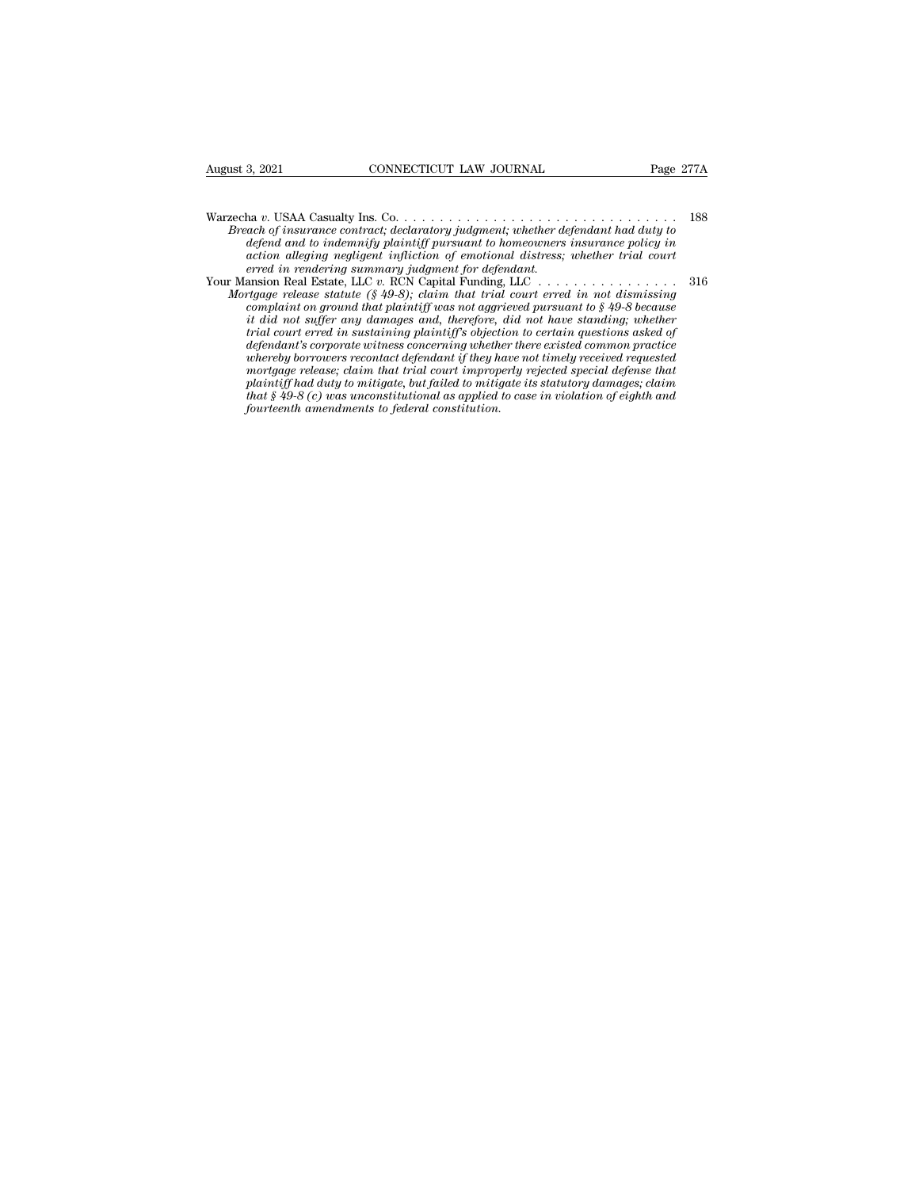Warzecha *v.* USAA Casualty Ins. Co. . . . . . . . . . . . . . . . . . . . . . . . . . . . . . . . . 188

*Breach of insurance contract; declaratory judgment; whether defendant had duty to defend and to indemnify plaintiff pursuant to homeowners insurance policy in action alleging negligent infliction of emotional distress; whether trial court erred in rendering summary judgment for defendant.*

Your Mansion Real Estate, LLC *v.* RCN Capital Funding, LLC . . . . . . . . . . . . . . . . 316

*Mortgage release statute (§ 49-8); claim that trial court erred in not dismissing complaint on ground that plaintiff was not aggrieved pursuant to § 49-8 because it did not suffer any damages and, therefore, did not have standing; whether trial court erred in sustaining plaintiff's objection to certain questions asked of defendant's corporate witness concerning whether there existed common practice whereby borrowers recontact defendant if they have not timely received requested mortgage release; claim that trial court improperly rejected special defense that plaintiff had duty to mitigate, but failed to mitigate its statutory damages; claim that § 49-8 (c) was unconstitutional as applied to case in violation of eighth and fourteenth amendments to federal constitution.*